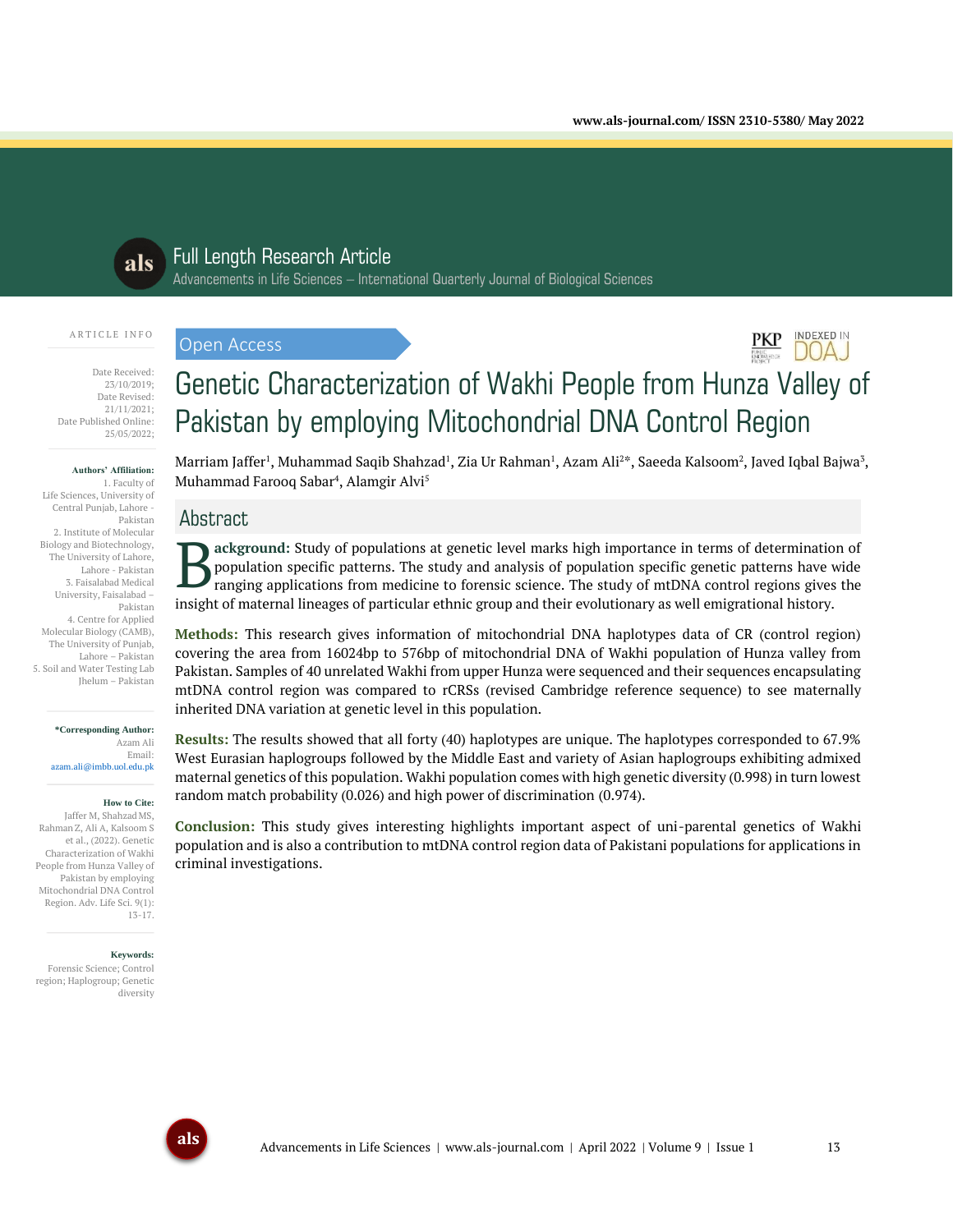Full Length Research Article

Advancements in Life Sciences – International Quarterly Journal of Biological Sciences

ARTICLE INFO

Date Received: 23/10/2019;
Date Revised: 21/11/2021;
Date Published Online: 25/05/2022;

**Authors' Affiliation:**
1. Faculty of Life Sciences, University of Central Punjab, Lahore - Pakistan
2. Institute of Molecular Biology and Biotechnology, The University of Lahore, Lahore - Pakistan
3. Faisalabad Medical University, Faisalabad – Pakistan
4. Centre for Applied Molecular Biology (CAMB), The University of Punjab, Lahore – Pakistan
5. Soil and Water Testing Lab Jhelum – Pakistan

***Corresponding Author:**
Azam Ali
Email: azam.ali@imbb.uol.edu.pk

**How to Cite:**
Jaffer M, Shahzad MS, Rahman Z, Ali A, Kalsoom S et al., (2022). Genetic Characterization of Wakhi People from Hunza Valley of Pakistan by employing Mitochondrial DNA Control Region. Adv. Life Sci. 9(1): 13-17.

**Keywords:**
Forensic Science; Control region; Haplogroup; Genetic diversity

Open Access

# Genetic Characterization of Wakhi People from Hunza Valley of Pakistan by employing Mitochondrial DNA Control Region

Marriam Jaffer[1], Muhammad Saqib Shahzad[1], Zia Ur Rahman[1], Azam Ali[2*], Saeeda Kalsoom[2], Javed Iqbal Bajwa[3], Muhammad Farooq Sabar[4], Alamgir Alvi[5]

## Abstract

**Background:** Study of populations at genetic level marks high importance in terms of determination of population specific patterns. The study and analysis of population specific genetic patterns have wide ranging applications from medicine to forensic science. The study of mtDNA control regions gives the insight of maternal lineages of particular ethnic group and their evolutionary as well emigrational history.

**Methods:** This research gives information of mitochondrial DNA haplotypes data of CR (control region) covering the area from 16024bp to 576bp of mitochondrial DNA of Wakhi population of Hunza valley from Pakistan. Samples of 40 unrelated Wakhi from upper Hunza were sequenced and their sequences encapsulating mtDNA control region was compared to rCRSs (revised Cambridge reference sequence) to see maternally inherited DNA variation at genetic level in this population.

**Results:** The results showed that all forty (40) haplotypes are unique. The haplotypes corresponded to 67.9% West Eurasian haplogroups followed by the Middle East and variety of Asian haplogroups exhibiting admixed maternal genetics of this population. Wakhi population comes with high genetic diversity (0.998) in turn lowest random match probability (0.026) and high power of discrimination (0.974).

**Conclusion:** This study gives interesting highlights important aspect of uni-parental genetics of Wakhi population and is also a contribution to mtDNA control region data of Pakistani populations for applications in criminal investigations.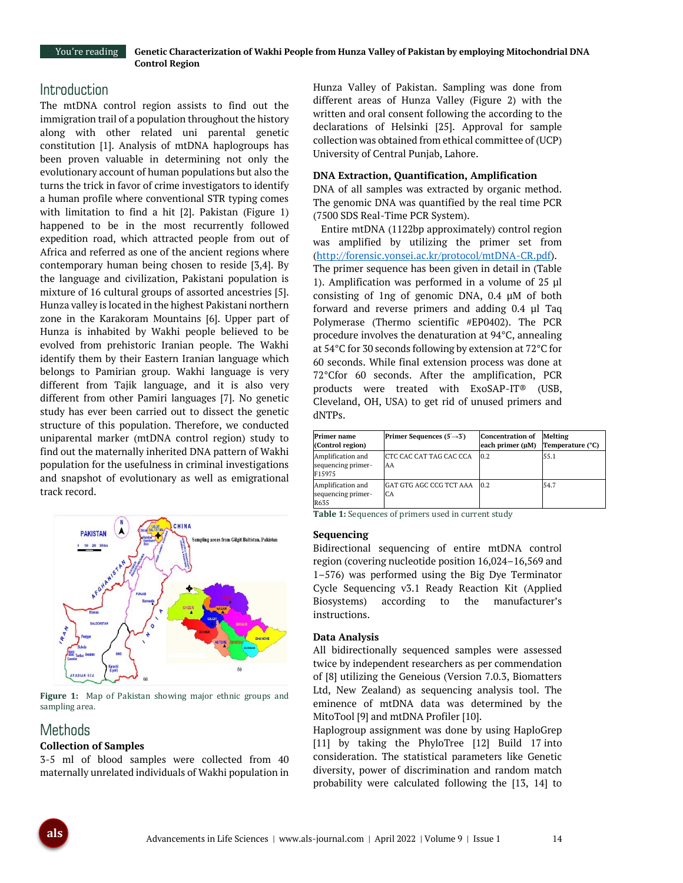## Introduction

The mtDNA control region assists to find out the immigration trail of a population throughout the history along with other related uni parental genetic constitution [1]. Analysis of mtDNA haplogroups has been proven valuable in determining not only the evolutionary account of human populations but also the turns the trick in favor of crime investigators to identify a human profile where conventional STR typing comes with limitation to find a hit [2]. Pakistan (Figure 1) happened to be in the most recurrently followed expedition road, which attracted people from out of Africa and referred as one of the ancient regions where contemporary human being chosen to reside [3,4]. By the language and civilization, Pakistani population is mixture of 16 cultural groups of assorted ancestries [5]. Hunza valley is located in the highest Pakistani northern zone in the Karakoram Mountains [6]. Upper part of Hunza is inhabited by Wakhi people believed to be evolved from prehistoric Iranian people. The Wakhi identify them by their Eastern Iranian language which belongs to Pamirian group. Wakhi language is very different from Tajik language, and it is also very different from other Pamiri languages [7]. No genetic study has ever been carried out to dissect the genetic structure of this population. Therefore, we conducted uniparental marker (mtDNA control region) study to find out the maternally inherited DNA pattern of Wakhi population for the usefulness in criminal investigations and snapshot of evolutionary as well as emigrational track record.

**Figure 1:** Map of Pakistan showing major ethnic groups and sampling area.

## Methods

### Collection of Samples

3-5 ml of blood samples were collected from 40 maternally unrelated individuals of Wakhi population in Hunza Valley of Pakistan. Sampling was done from different areas of Hunza Valley (Figure 2) with the written and oral consent following the according to the declarations of Helsinki [25]. Approval for sample collection was obtained from ethical committee of (UCP) University of Central Punjab, Lahore.

### DNA Extraction, Quantification, Amplification

DNA of all samples was extracted by organic method. The genomic DNA was quantified by the real time PCR (7500 SDS Real-Time PCR System).

Entire mtDNA (1122bp approximately) control region was amplified by utilizing the primer set from (http://forensic.yonsei.ac.kr/protocol/mtDNA-CR.pdf). The primer sequence has been given in detail in (Table 1). Amplification was performed in a volume of 25 µl consisting of 1ng of genomic DNA, 0.4 µM of both forward and reverse primers and adding 0.4 µl Taq Polymerase (Thermo scientific #EP0402). The PCR procedure involves the denaturation at 94°C, annealing at 54°C for 30 seconds following by extension at 72°C for 60 seconds. While final extension process was done at 72°Cfor 60 seconds. After the amplification, PCR products were treated with ExoSAP-IT® (USB, Cleveland, OH, USA) to get rid of unused primers and dNTPs.

| Primer name (Control region) | Primer Sequences (5′→3′) | Concentration of each primer (µM) | Melting Temperature (°C) |
|---|---|---|---|
| Amplification and sequencing primer-F15975 | CTC CAC CAT TAG CAC CCA AA | 0.2 | 55.1 |
| Amplification and sequencing primer-R635 | GAT GTG AGC CCG TCT AAA CA | 0.2 | 54.7 |

**Table 1:** Sequences of primers used in current study

### Sequencing

Bidirectional sequencing of entire mtDNA control region (covering nucleotide position 16,024–16,569 and 1–576) was performed using the Big Dye Terminator Cycle Sequencing v3.1 Ready Reaction Kit (Applied Biosystems) according to the manufacturer's instructions.

### Data Analysis

All bidirectionally sequenced samples were assessed twice by independent researchers as per commendation of [8] utilizing the Geneious (Version 7.0.3, Biomatters Ltd, New Zealand) as sequencing analysis tool. The eminence of mtDNA data was determined by the MitoTool [9] and mtDNA Profiler [10].

Haplogroup assignment was done by using HaploGrep [11] by taking the PhyloTree [12] Build 17 into consideration. The statistical parameters like Genetic diversity, power of discrimination and random match probability were calculated following the [13, 14] to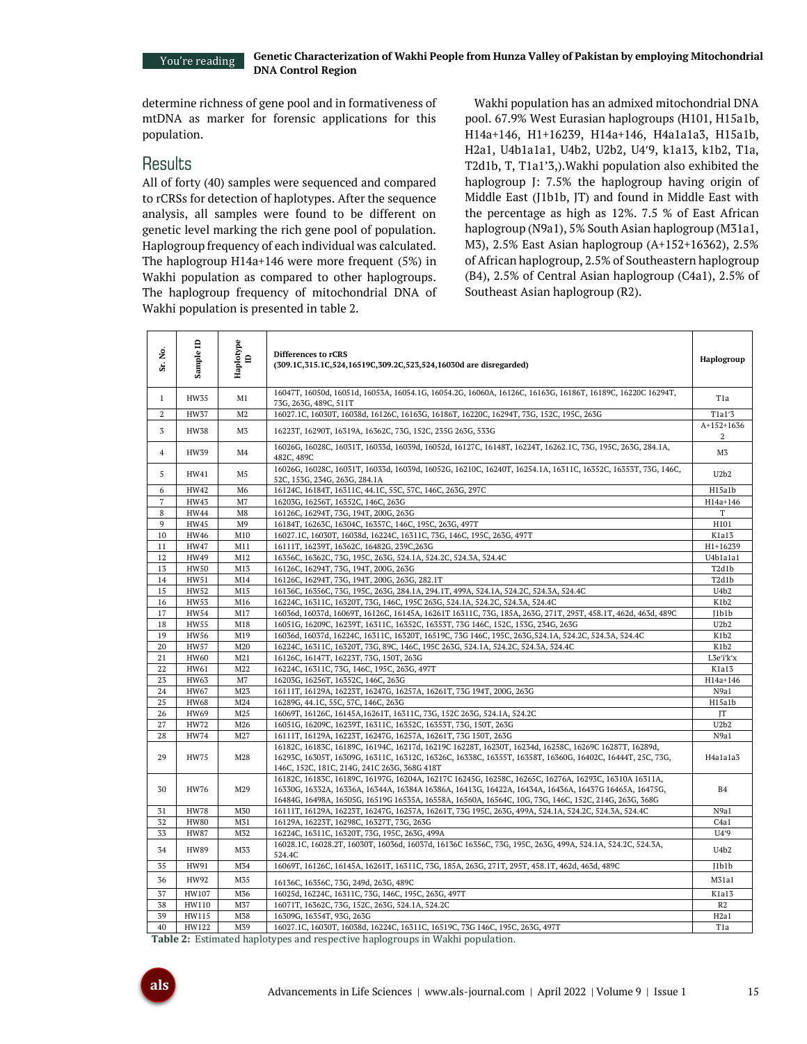determine richness of gene pool and in formativeness of mtDNA as marker for forensic applications for this population.

## Results

All of forty (40) samples were sequenced and compared to rCRSs for detection of haplotypes. After the sequence analysis, all samples were found to be different on genetic level marking the rich gene pool of population. Haplogroup frequency of each individual was calculated. The haplogroup H14a+146 were more frequent (5%) in Wakhi population as compared to other haplogroups. The haplogroup frequency of mitochondrial DNA of Wakhi population is presented in table 2.

Wakhi population has an admixed mitochondrial DNA pool. 67.9% West Eurasian haplogroups (H101, H15a1b, H14a+146, H1+16239, H14a+146, H4a1a1a3, H15a1b, H2a1, U4b1a1a1, U4b2, U2b2, U4'9, k1a13, k1b2, T1a, T2d1b, T, T1a1'3,).Wakhi population also exhibited the haplogroup J: 7.5% the haplogroup having origin of Middle East (J1b1b, JT) and found in Middle East with the percentage as high as 12%. 7.5 % of East African haplogroup (N9a1), 5% South Asian haplogroup (M31a1, M3), 2.5% East Asian haplogroup (A+152+16362), 2.5% of African haplogroup, 2.5% of Southeastern haplogroup (B4), 2.5% of Central Asian haplogroup (C4a1), 2.5% of Southeast Asian haplogroup (R2).

| Sr. No. | Sample ID | Haplotype ID | Differences to rCRS (309.1C,315.1C,524,16519C,309.2C,523,524,16030d are disregarded) | Haplogroup |
|---|---|---|---|---|
| 1 | HW35 | M1 | 16047T, 16050d, 16051d, 16053A, 16054.1G, 16054.2G, 16060A, 16126C, 16163G, 16186T, 16189C, 16220C 16294T, 73G, 263G, 489C, 511T | T1a |
| 2 | HW37 | M2 | 16027.1C, 16030T, 16038d, 16126C, 16163G, 16186T, 16220C, 16294T, 73G, 152C, 195C, 263G | T1a1'3 |
| 3 | HW38 | M3 | 16223T, 16290T, 16319A, 16362C, 73G, 152C, 235G 263G, 533G | A+152+16362 |
| 4 | HW39 | M4 | 16026G, 16028C, 16031T, 16033d, 16039d, 16052d, 16127C, 16148T, 16224T, 16262.1C, 73G, 195C, 263G, 284.1A, 482C, 489C | M3 |
| 5 | HW41 | M5 | 16026G, 16028C, 16031T, 16033d, 16039d, 16052G, 16210C, 16240T, 16254.1A, 16311C, 16352C, 16353T, 73G, 146C, 52C, 153G, 234G, 263G, 284.1A | U2b2 |
| 6 | HW42 | M6 | 16124C, 16184T, 16311C, 44.1C, 55C, 57C, 146C, 263G, 297C | H15a1b |
| 7 | HW43 | M7 | 16203G, 16256T, 16352C, 146C, 263G | H14a+146 |
| 8 | HW44 | M8 | 16126C, 16294T, 73G, 194T, 200G, 263G | T |
| 9 | HW45 | M9 | 16184T, 16263C, 16304C, 16357C, 146C, 195C, 263G, 497T | H101 |
| 10 | HW46 | M10 | 16027.1C, 16030T, 16038d, 16224C, 16311C, 73G, 146C, 195C, 263G, 497T | K1a13 |
| 11 | HW47 | M11 | 16111T, 16239T, 16362C, 16482G, 239C,263G | H1+16239 |
| 12 | HW49 | M12 | 16356C, 16362C, 73G, 195C, 263G, 524.1A, 524.2C, 524.3A, 524.4C | U4b1a1a1 |
| 13 | HW50 | M13 | 16126C, 16294T, 73G, 194T, 200G, 263G | T2d1b |
| 14 | HW51 | M14 | 16126C, 16294T, 73G, 194T, 200G, 263G, 282.1T | T2d1b |
| 15 | HW52 | M15 | 16136C, 16356C, 73G, 195C, 263G, 284.1A, 294.1T, 499A, 524.1A, 524.2C, 524.3A, 524.4C | U4b2 |
| 16 | HW53 | M16 | 16224C, 16311C, 16320T, 73G, 146C, 195C 263G, 524.1A, 524.2C, 524.3A, 524.4C | K1b2 |
| 17 | HW54 | M17 | 16036d, 16037d, 16069T, 16126C, 16145A, 16261T 16311C, 73G, 185A, 263G, 271T, 295T, 458.1T, 462d, 463d, 489C | J1b1b |
| 18 | HW55 | M18 | 16051G, 16209C, 16239T, 16311C, 16352C, 16353T, 73G 146C, 152C, 153G, 234G, 263G | U2b2 |
| 19 | HW56 | M19 | 16036d, 16037d, 16224C, 16311C, 16320T, 16519C, 73G 146C, 195C, 263G,524.1A, 524.2C, 524.3A, 524.4C | K1b2 |
| 20 | HW57 | M20 | 16224C, 16311C, 16320T, 73G, 89C, 146C, 195C 263G, 524.1A, 524.2C, 524.3A, 524.4C | K1b2 |
| 21 | HW60 | M21 | 16126C, 16147T, 16223T, 73G, 150T, 263G | L3e'i'k'x |
| 22 | HW61 | M22 | 16224C, 16311C, 73G, 146C, 195C, 263G, 497T | K1a13 |
| 23 | HW63 | M7 | 16203G, 16256T, 16352C, 146C, 263G | H14a+146 |
| 24 | HW67 | M23 | 16111T, 16129A, 16223T, 16247G, 16257A, 16261T, 73G 194T, 200G, 263G | N9a1 |
| 25 | HW68 | M24 | 16289G, 44.1C, 55C, 57C, 146C, 263G | H15a1b |
| 26 | HW69 | M25 | 16069T, 16126C, 16145A,16261T, 16311C, 73G, 152C 263G, 524.1A, 524.2C | JT |
| 27 | HW72 | M26 | 16051G, 16209C, 16239T, 16311C, 16352C, 16353T, 73G, 150T, 263G | U2b2 |
| 28 | HW74 | M27 | 16111T, 16129A, 16223T, 16247G, 16257A, 16261T, 73G 150T, 263G | N9a1 |
| 29 | HW75 | M28 | 16182C, 16183C, 16189C, 16194C, 16217d, 16219C 16228T, 16230T, 16234d, 16258C, 16269C 16287T, 16289d, 16295C, 16305T, 16309G, 16311C, 16312C, 16326C, 16338C, 16355T, 16358T, 16360G, 16402C, 16444T, 25C, 73G, 146C, 152C, 181C, 214G, 241C 263G, 368G 418T | H4a1a1a3 |
| 30 | HW76 | M29 | 16182C, 16183C, 16189C, 16197G, 16204A, 16217C 16245G, 16258C, 16265C, 16276A, 16293C, 16310A 16311A, 16330G, 16332A, 16336A, 16344A, 16384A 16386A, 16413G, 16422A, 16434A, 16436A, 16437G 16465A, 16475G, 16484G, 16498A, 16505G, 16519G 16535A, 16558A, 16560A, 16564C, 10G, 73G, 146C, 152C, 214G, 263G, 368G | B4 |
| 31 | HW78 | M30 | 16111T, 16129A, 16223T, 16247G, 16257A, 16261T, 73G 195C, 263G, 499A, 524.1A, 524.2C, 524.3A, 524.4C | N9a1 |
| 32 | HW80 | M31 | 16129A, 16223T, 16298C, 16327T, 73G, 263G | C4a1 |
| 33 | HW87 | M32 | 16224C, 16311C, 16320T, 73G, 195C, 263G, 499A | U4'9 |
| 34 | HW89 | M33 | 16028.1C, 16028.2T, 16030T, 16036d, 16037d, 16136C 16356C, 73G, 195C, 263G, 499A, 524.1A, 524.2C, 524.3A, 524.4C | U4b2 |
| 35 | HW91 | M34 | 16069T, 16126C, 16145A, 16261T, 16311C, 73G, 185A, 263G, 271T, 295T, 458.1T, 462d, 463d, 489C | J1b1b |
| 36 | HW92 | M35 | 16136C, 16356C, 73G, 249d, 263G, 489C | M31a1 |
| 37 | HW107 | M36 | 16025d, 16224C, 16311C, 73G, 146C, 195C, 263G, 497T | K1a13 |
| 38 | HW110 | M37 | 16071T, 16362C, 73G, 152C, 263G, 524.1A, 524.2C | R2 |
| 39 | HW115 | M38 | 16309G, 16354T, 93G, 263G | H2a1 |
| 40 | HW122 | M39 | 16027.1C, 16030T, 16038d, 16224C, 16311C, 16519C, 73G 146C, 195C, 263G, 497T | T1a |

**Table 2:** Estimated haplotypes and respective haplogroups in Wakhi population.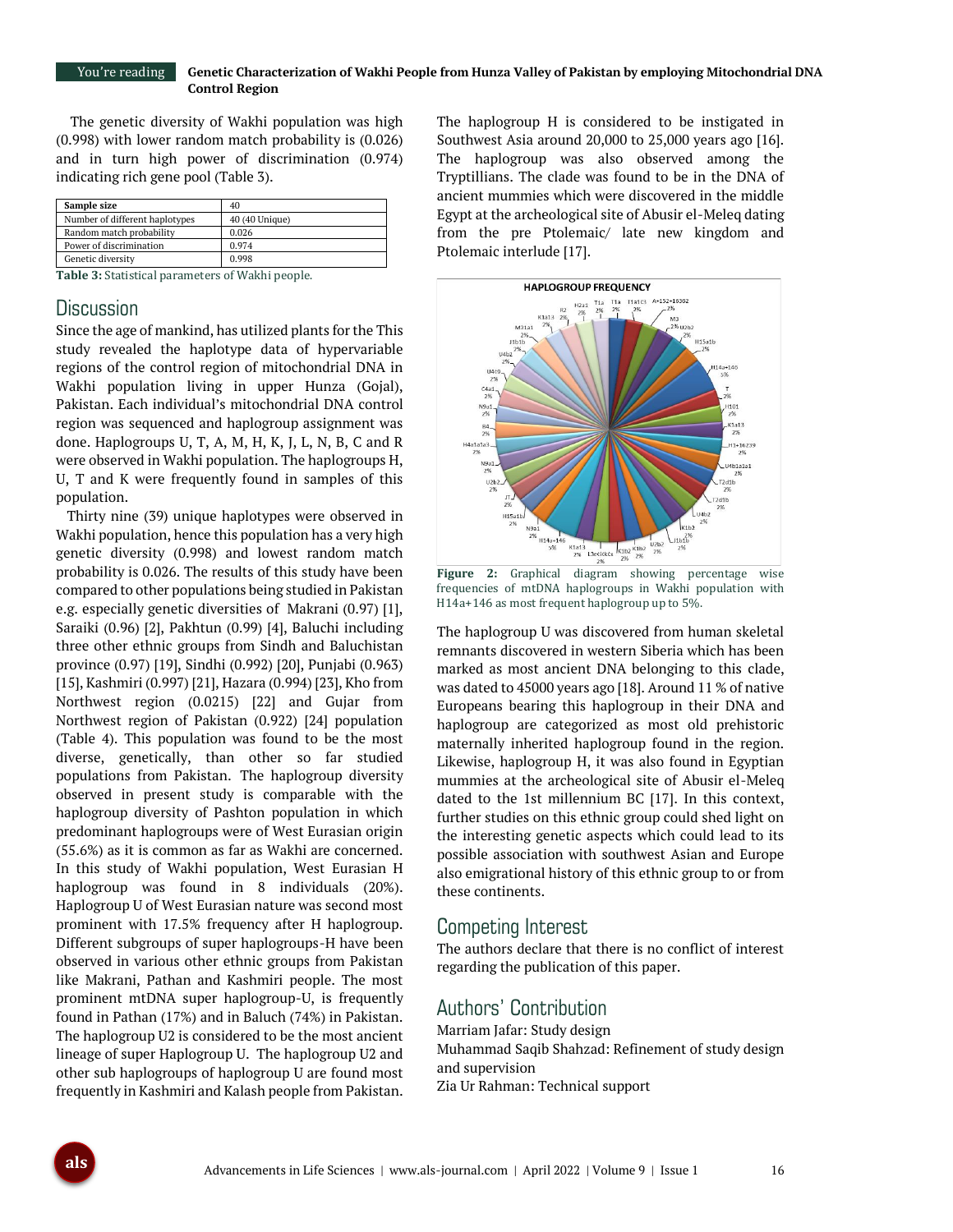The genetic diversity of Wakhi population was high (0.998) with lower random match probability is (0.026) and in turn high power of discrimination (0.974) indicating rich gene pool (Table 3).

| Sample size | 40 |
|---|---|
| Number of different haplotypes | 40 (40 Unique) |
| Random match probability | 0.026 |
| Power of discrimination | 0.974 |
| Genetic diversity | 0.998 |

**Table 3:** Statistical parameters of Wakhi people.

## Discussion

Since the age of mankind, has utilized plants for the This study revealed the haplotype data of hypervariable regions of the control region of mitochondrial DNA in Wakhi population living in upper Hunza (Gojal), Pakistan. Each individual's mitochondrial DNA control region was sequenced and haplogroup assignment was done. Haplogroups U, T, A, M, H, K, J, L, N, B, C and R were observed in Wakhi population. The haplogroups H, U, T and K were frequently found in samples of this population.

Thirty nine (39) unique haplotypes were observed in Wakhi population, hence this population has a very high genetic diversity (0.998) and lowest random match probability is 0.026. The results of this study have been compared to other populations being studied in Pakistan e.g. especially genetic diversities of Makrani (0.97) [1], Saraiki (0.96) [2], Pakhtun (0.99) [4], Baluchi including three other ethnic groups from Sindh and Baluchistan province (0.97) [19], Sindhi (0.992) [20], Punjabi (0.963) [15], Kashmiri (0.997) [21], Hazara (0.994) [23], Kho from Northwest region (0.0215) [22] and Gujar from Northwest region of Pakistan (0.922) [24] population (Table 4). This population was found to be the most diverse, genetically, than other so far studied populations from Pakistan. The haplogroup diversity observed in present study is comparable with the haplogroup diversity of Pashton population in which predominant haplogroups were of West Eurasian origin (55.6%) as it is common as far as Wakhi are concerned. In this study of Wakhi population, West Eurasian H haplogroup was found in 8 individuals (20%). Haplogroup U of West Eurasian nature was second most prominent with 17.5% frequency after H haplogroup. Different subgroups of super haplogroups-H have been observed in various other ethnic groups from Pakistan like Makrani, Pathan and Kashmiri people. The most prominent mtDNA super haplogroup-U, is frequently found in Pathan (17%) and in Baluch (74%) in Pakistan. The haplogroup U2 is considered to be the most ancient lineage of super Haplogroup U. The haplogroup U2 and other sub haplogroups of haplogroup U are found most frequently in Kashmiri and Kalash people from Pakistan.

The haplogroup H is considered to be instigated in Southwest Asia around 20,000 to 25,000 years ago [16]. The haplogroup was also observed among the Tryptillians. The clade was found to be in the DNA of ancient mummies which were discovered in the middle Egypt at the archeological site of Abusir el-Meleq dating from the pre Ptolemaic/ late new kingdom and Ptolemaic interlude [17].

**Figure 2:** Graphical diagram showing percentage wise frequencies of mtDNA haplogroups in Wakhi population with H14a+146 as most frequent haplogroup up to 5%.

The haplogroup U was discovered from human skeletal remnants discovered in western Siberia which has been marked as most ancient DNA belonging to this clade, was dated to 45000 years ago [18]. Around 11 % of native Europeans bearing this haplogroup in their DNA and haplogroup are categorized as most old prehistoric maternally inherited haplogroup found in the region. Likewise, haplogroup H, it was also found in Egyptian mummies at the archeological site of Abusir el-Meleq dated to the 1st millennium BC [17]. In this context, further studies on this ethnic group could shed light on the interesting genetic aspects which could lead to its possible association with southwest Asian and Europe also emigrational history of this ethnic group to or from these continents.

## Competing Interest

The authors declare that there is no conflict of interest regarding the publication of this paper.

## Authors' Contribution

Marriam Jafar: Study design
Muhammad Saqib Shahzad: Refinement of study design and supervision
Zia Ur Rahman: Technical support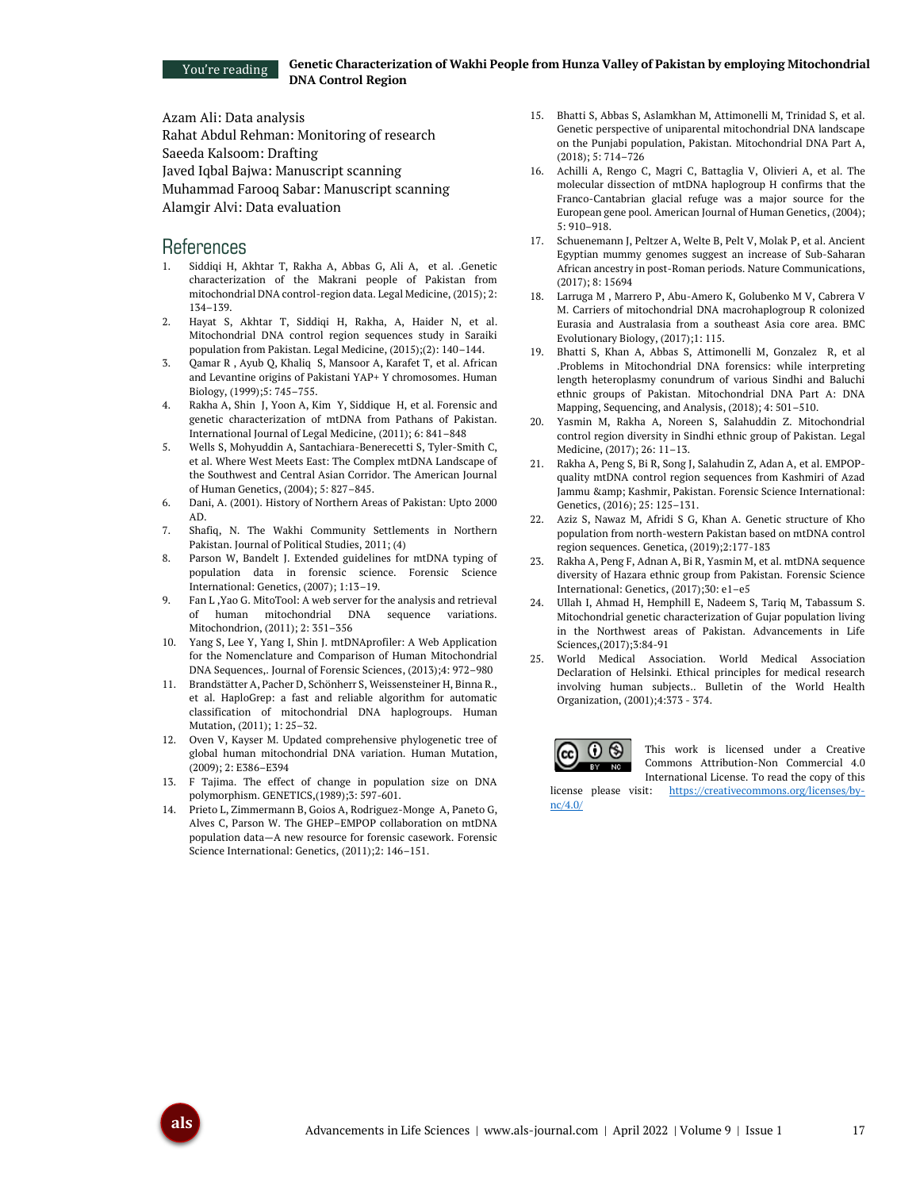Azam Ali: Data analysis
Rahat Abdul Rehman: Monitoring of research
Saeeda Kalsoom: Drafting
Javed Iqbal Bajwa: Manuscript scanning
Muhammad Farooq Sabar: Manuscript scanning
Alamgir Alvi: Data evaluation

## References

1. Siddiqi H, Akhtar T, Rakha A, Abbas G, Ali A, et al. .Genetic characterization of the Makrani people of Pakistan from mitochondrial DNA control-region data. Legal Medicine, (2015); 2: 134–139.
2. Hayat S, Akhtar T, Siddiqi H, Rakha, A, Haider N, et al. Mitochondrial DNA control region sequences study in Saraiki population from Pakistan. Legal Medicine, (2015);(2): 140–144.
3. Qamar R , Ayub Q, Khaliq S, Mansoor A, Karafet T, et al. African and Levantine origins of Pakistani YAP+ Y chromosomes. Human Biology, (1999);5: 745–755.
4. Rakha A, Shin J, Yoon A, Kim Y, Siddique H, et al. Forensic and genetic characterization of mtDNA from Pathans of Pakistan. International Journal of Legal Medicine, (2011); 6: 841–848
5. Wells S, Mohyuddin A, Santachiara-Benerecetti S, Tyler-Smith C, et al. Where West Meets East: The Complex mtDNA Landscape of the Southwest and Central Asian Corridor. The American Journal of Human Genetics, (2004); 5: 827–845.
6. Dani, A. (2001). History of Northern Areas of Pakistan: Upto 2000 AD.
7. Shafiq, N. The Wakhi Community Settlements in Northern Pakistan. Journal of Political Studies, 2011; (4)
8. Parson W, Bandelt J. Extended guidelines for mtDNA typing of population data in forensic science. Forensic Science International: Genetics, (2007); 1:13–19.
9. Fan L ,Yao G. MitoTool: A web server for the analysis and retrieval of human mitochondrial DNA sequence variations. Mitochondrion, (2011); 2: 351–356
10. Yang S, Lee Y, Yang I, Shin J. mtDNAprofiler: A Web Application for the Nomenclature and Comparison of Human Mitochondrial DNA Sequences,. Journal of Forensic Sciences, (2013);4: 972–980
11. Brandstätter A, Pacher D, Schönherr S, Weissensteiner H, Binna R., et al. HaploGrep: a fast and reliable algorithm for automatic classification of mitochondrial DNA haplogroups. Human Mutation, (2011); 1: 25–32.
12. Oven V, Kayser M. Updated comprehensive phylogenetic tree of global human mitochondrial DNA variation. Human Mutation, (2009); 2: E386–E394
13. F Tajima. The effect of change in population size on DNA polymorphism. GENETICS,(1989);3: 597-601.
14. Prieto L, Zimmermann B, Goios A, Rodriguez-Monge A, Paneto G, Alves C, Parson W. The GHEP–EMPOP collaboration on mtDNA population data—A new resource for forensic casework. Forensic Science International: Genetics, (2011);2: 146–151.
15. Bhatti S, Abbas S, Aslamkhan M, Attimonelli M, Trinidad S, et al. Genetic perspective of uniparental mitochondrial DNA landscape on the Punjabi population, Pakistan. Mitochondrial DNA Part A, (2018); 5: 714–726
16. Achilli A, Rengo C, Magri C, Battaglia V, Olivieri A, et al. The molecular dissection of mtDNA haplogroup H confirms that the Franco-Cantabrian glacial refuge was a major source for the European gene pool. American Journal of Human Genetics, (2004); 5: 910–918.
17. Schuenemann J, Peltzer A, Welte B, Pelt V, Molak P, et al. Ancient Egyptian mummy genomes suggest an increase of Sub-Saharan African ancestry in post-Roman periods. Nature Communications, (2017); 8: 15694
18. Larruga M , Marrero P, Abu-Amero K, Golubenko M V, Cabrera V M. Carriers of mitochondrial DNA macrohaplogroup R colonized Eurasia and Australasia from a southeast Asia core area. BMC Evolutionary Biology, (2017);1: 115.
19. Bhatti S, Khan A, Abbas S, Attimonelli M, Gonzalez R, et al .Problems in Mitochondrial DNA forensics: while interpreting length heteroplasmy conundrum of various Sindhi and Baluchi ethnic groups of Pakistan. Mitochondrial DNA Part A: DNA Mapping, Sequencing, and Analysis, (2018); 4: 501–510.
20. Yasmin M, Rakha A, Noreen S, Salahuddin Z. Mitochondrial control region diversity in Sindhi ethnic group of Pakistan. Legal Medicine, (2017); 26: 11–13.
21. Rakha A, Peng S, Bi R, Song J, Salahudin Z, Adan A, et al. EMPOP-quality mtDNA control region sequences from Kashmiri of Azad Jammu &amp; Kashmir, Pakistan. Forensic Science International: Genetics, (2016); 25: 125–131.
22. Aziz S, Nawaz M, Afridi S G, Khan A. Genetic structure of Kho population from north-western Pakistan based on mtDNA control region sequences. Genetica, (2019);2:177-183
23. Rakha A, Peng F, Adnan A, Bi R, Yasmin M, et al. mtDNA sequence diversity of Hazara ethnic group from Pakistan. Forensic Science International: Genetics, (2017);30: e1–e5
24. Ullah I, Ahmad H, Hemphill E, Nadeem S, Tariq M, Tabassum S. Mitochondrial genetic characterization of Gujar population living in the Northwest areas of Pakistan. Advancements in Life Sciences,(2017);3:84-91
25. World Medical Association. World Medical Association Declaration of Helsinki. Ethical principles for medical research involving human subjects.. Bulletin of the World Health Organization, (2001);4:373 - 374.

This work is licensed under a Creative Commons Attribution-Non Commercial 4.0 International License. To read the copy of this license please visit: https://creativecommons.org/licenses/by-nc/4.0/